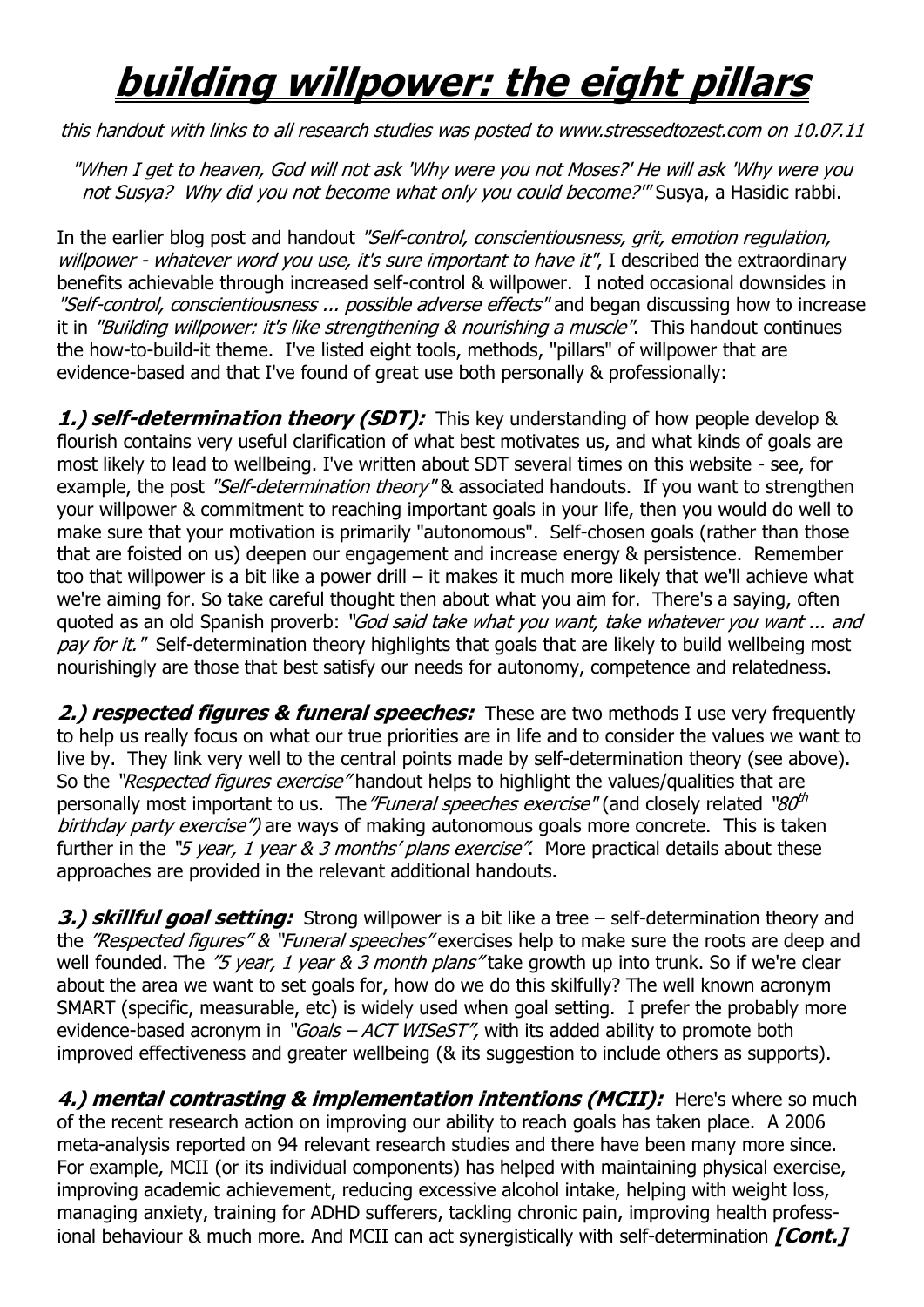# building willpower: the eight pillars

*this handout with links to all research studies was posted to www.stressedtozest.com on 10.07.11*

*"When I get to heaven, God will not ask 'Why were you not Moses?' He will ask 'Why were you not Susya? Why did you not become what only you could become?'"* Susya, a Hasidic rabbi.

In the earlier blog post and handout *"Self-control, conscientiousness, grit, emotion regulation, willpower - whatever word you use, it's sure important to have it"*, I described the extraordinary benefits achievable through increased self-control & willpower. I noted occasional downsides in *"Self-control, conscientiousness ... possible adverse effects"* and began discussing how to increase it in *"Building willpower: it's like strengthening & nourishing a muscle"*. This handout continues the how-to-build-it theme. I've listed eight tools, methods, "pillars" of willpower that are evidence-based and that I've found of great use both personally & professionally:

***1.) self-determination theory (SDT):*** This key understanding of how people develop & flourish contains very useful clarification of what best motivates us, and what kinds of goals are most likely to lead to wellbeing. I've written about SDT several times on this website - see, for example, the post *"Self-determination theory"* & associated handouts. If you want to strengthen your willpower & commitment to reaching important goals in your life, then you would do well to make sure that your motivation is primarily "autonomous". Self-chosen goals (rather than those that are foisted on us) deepen our engagement and increase energy & persistence. Remember too that willpower is a bit like a power drill – it makes it much more likely that we'll achieve what we're aiming for. So take careful thought then about what you aim for. There's a saying, often quoted as an old Spanish proverb: *"God said take what you want, take whatever you want ... and pay for it."* Self-determination theory highlights that goals that are likely to build wellbeing most nourishingly are those that best satisfy our needs for autonomy, competence and relatedness.

***2.) respected figures & funeral speeches:*** These are two methods I use very frequently to help us really focus on what our true priorities are in life and to consider the values we want to live by. They link very well to the central points made by self-determination theory (see above). So the *"Respected figures exercise"* handout helps to highlight the values/qualities that are personally most important to us. The *"Funeral speeches exercise"* (and closely related *"80th birthday party exercise")* are ways of making autonomous goals more concrete. This is taken further in the *"5 year, 1 year & 3 months' plans exercise"*. More practical details about these approaches are provided in the relevant additional handouts.

***3.) skillful goal setting:*** Strong willpower is a bit like a tree – self-determination theory and the *"Respected figures" & "Funeral speeches"* exercises help to make sure the roots are deep and well founded. The *"5 year, 1 year & 3 month plans"* take growth up into trunk. So if we're clear about the area we want to set goals for, how do we do this skilfully? The well known acronym SMART (specific, measurable, etc) is widely used when goal setting. I prefer the probably more evidence-based acronym in *"Goals – ACT WISeST"*, with its added ability to promote both improved effectiveness and greater wellbeing (& its suggestion to include others as supports).

***4.) mental contrasting & implementation intentions (MCII):*** Here's where so much of the recent research action on improving our ability to reach goals has taken place. A 2006 meta-analysis reported on 94 relevant research studies and there have been many more since. For example, MCII (or its individual components) has helped with maintaining physical exercise, improving academic achievement, reducing excessive alcohol intake, helping with weight loss, managing anxiety, training for ADHD sufferers, tackling chronic pain, improving health professional behaviour & much more. And MCII can act synergistically with self-determination ***[Cont.]***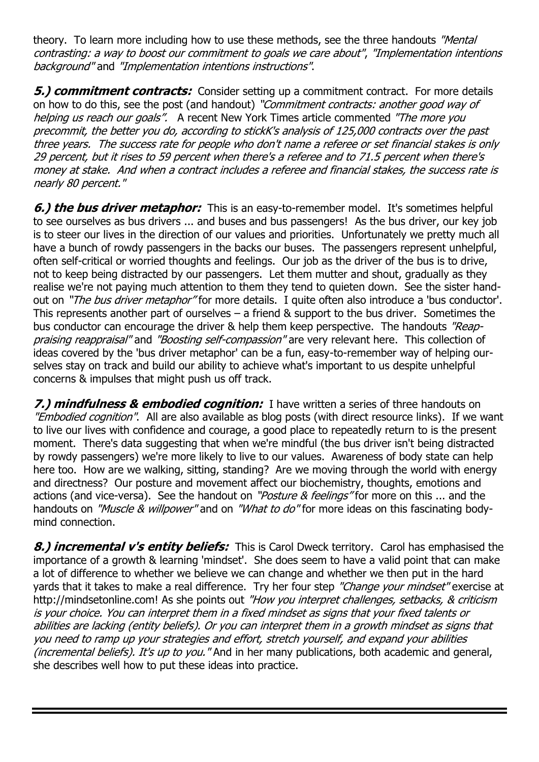theory. To learn more including how to use these methods, see the three handouts *"Mental contrasting: a way to boost our commitment to goals we care about"*, *"Implementation intentions background"* and *"Implementation intentions instructions"*.

***5.) commitment contracts:*** Consider setting up a commitment contract. For more details on how to do this, see the post (and handout) *"Commitment contracts: another good way of helping us reach our goals"*. A recent New York Times article commented *"The more you precommit, the better you do, according to stickK's analysis of 125,000 contracts over the past three years. The success rate for people who don't name a referee or set financial stakes is only 29 percent, but it rises to 59 percent when there's a referee and to 71.5 percent when there's money at stake. And when a contract includes a referee and financial stakes, the success rate is nearly 80 percent."*

***6.) the bus driver metaphor:*** This is an easy-to-remember model. It's sometimes helpful to see ourselves as bus drivers ... and buses and bus passengers! As the bus driver, our key job is to steer our lives in the direction of our values and priorities. Unfortunately we pretty much all have a bunch of rowdy passengers in the backs our buses. The passengers represent unhelpful, often self-critical or worried thoughts and feelings. Our job as the driver of the bus is to drive, not to keep being distracted by our passengers. Let them mutter and shout, gradually as they realise we're not paying much attention to them they tend to quieten down. See the sister handout on *"The bus driver metaphor"* for more details. I quite often also introduce a 'bus conductor'. This represents another part of ourselves – a friend & support to the bus driver. Sometimes the bus conductor can encourage the driver & help them keep perspective. The handouts *"Reappraising reappraisal"* and *"Boosting self-compassion"* are very relevant here. This collection of ideas covered by the 'bus driver metaphor' can be a fun, easy-to-remember way of helping ourselves stay on track and build our ability to achieve what's important to us despite unhelpful concerns & impulses that might push us off track.

***7.) mindfulness & embodied cognition:*** I have written a series of three handouts on *"Embodied cognition"*. All are also available as blog posts (with direct resource links). If we want to live our lives with confidence and courage, a good place to repeatedly return to is the present moment. There's data suggesting that when we're mindful (the bus driver isn't being distracted by rowdy passengers) we're more likely to live to our values. Awareness of body state can help here too. How are we walking, sitting, standing? Are we moving through the world with energy and directness? Our posture and movement affect our biochemistry, thoughts, emotions and actions (and vice-versa). See the handout on *"Posture & feelings"* for more on this ... and the handouts on *"Muscle & willpower"* and on *"What to do"* for more ideas on this fascinating body-mind connection.

***8.) incremental v's entity beliefs:*** This is Carol Dweck territory. Carol has emphasised the importance of a growth & learning 'mindset'. She does seem to have a valid point that can make a lot of difference to whether we believe we can change and whether we then put in the hard yards that it takes to make a real difference. Try her four step *"Change your mindset"* exercise at http://mindsetonline.com! As she points out *"How you interpret challenges, setbacks, & criticism is your choice. You can interpret them in a fixed mindset as signs that your fixed talents or abilities are lacking (entity beliefs). Or you can interpret them in a growth mindset as signs that you need to ramp up your strategies and effort, stretch yourself, and expand your abilities (incremental beliefs). It's up to you."* And in her many publications, both academic and general, she describes well how to put these ideas into practice.